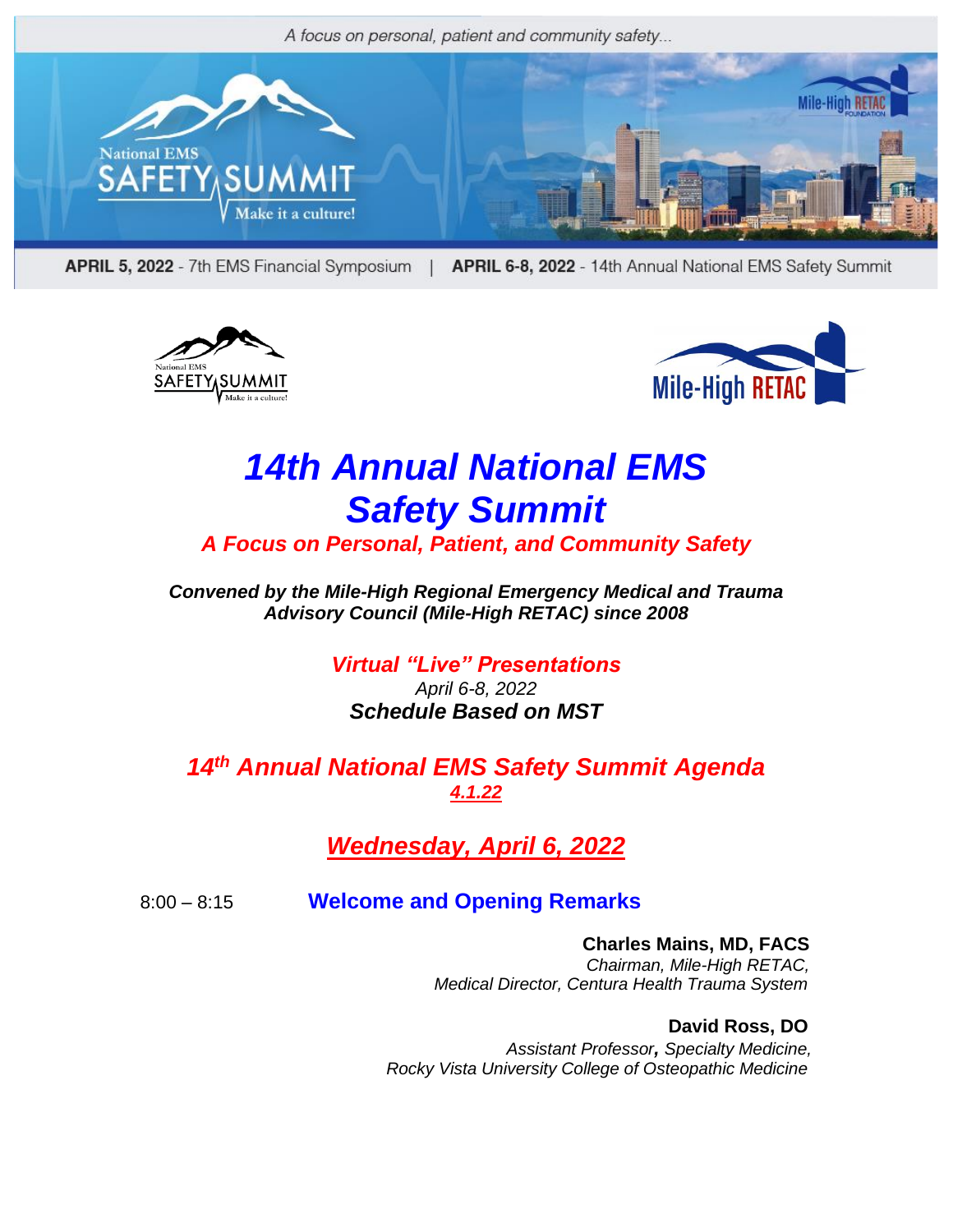A focus on personal, patient and community safety...

National EMS SAFETY SUMMIT Make it a culture!

**APRIL 5, 2022** - 7th EMS Financial Symposium | **APRIL 6-8, 2022** - 14th Annual National EMS Safety Summit

# *14th Annual National EMS Safety Summit*

***A Focus on Personal, Patient, and Community Safety***

***Convened by the Mile-High Regional Emergency Medical and Trauma Advisory Council (Mile-High RETAC) since 2008***

***Virtual "Live" Presentations***

*April 6-8, 2022*

***Schedule Based on MST***

## *14th Annual National EMS Safety Summit Agenda*

***4.1.22***

## *Wednesday, April 6, 2022*

8:00 – 8:15 **Welcome and Opening Remarks**

**Charles Mains, MD, FACS**
*Chairman, Mile-High RETAC,*
*Medical Director, Centura Health Trauma System*

**David Ross, DO**
*Assistant Professor, Specialty Medicine,*
*Rocky Vista University College of Osteopathic Medicine*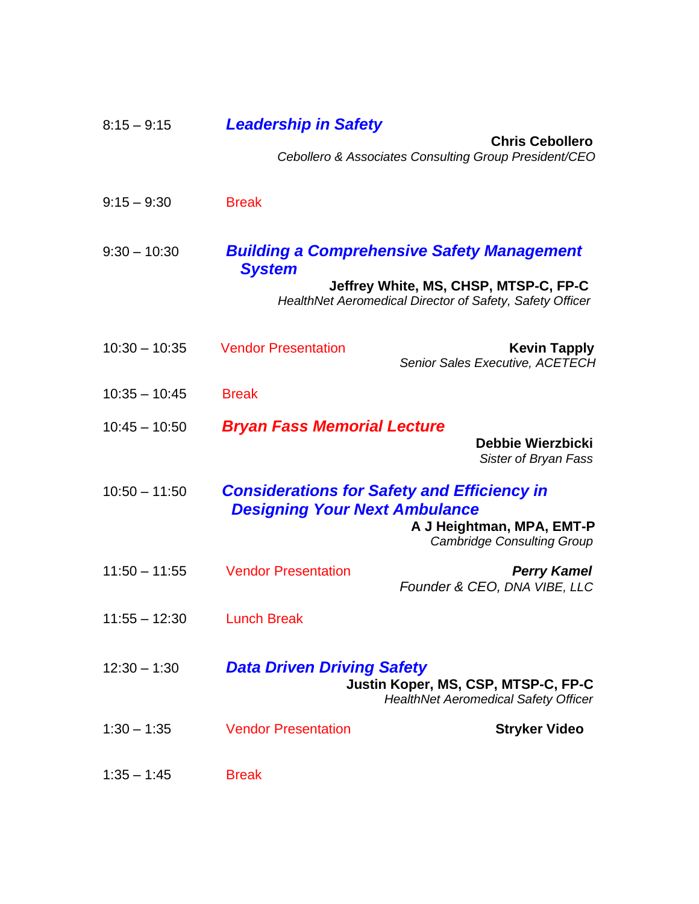8:15 – 9:15 ***Leadership in Safety***

**Chris Cebollero**
*Cebollero & Associates Consulting Group President/CEO*

9:15 – 9:30 Break

9:30 – 10:30 ***Building a Comprehensive Safety Management System***

**Jeffrey White, MS, CHSP, MTSP-C, FP-C**
*HealthNet Aeromedical Director of Safety, Safety Officer*

10:30 – 10:35 Vendor Presentation

**Kevin Tapply**
*Senior Sales Executive, ACETECH*

10:35 – 10:45 Break

10:45 – 10:50 ***Bryan Fass Memorial Lecture***

**Debbie Wierzbicki**
*Sister of Bryan Fass*

10:50 – 11:50 ***Considerations for Safety and Efficiency in Designing Your Next Ambulance***

**A J Heightman, MPA, EMT-P**
*Cambridge Consulting Group*

11:50 – 11:55 Vendor Presentation

***Perry Kamel***
*Founder & CEO, DNA VIBE, LLC*

11:55 – 12:30 Lunch Break

12:30 – 1:30 ***Data Driven Driving Safety***

**Justin Koper, MS, CSP, MTSP-C, FP-C**
*HealthNet Aeromedical Safety Officer*

1:30 – 1:35 Vendor Presentation

**Stryker Video**

1:35 – 1:45 Break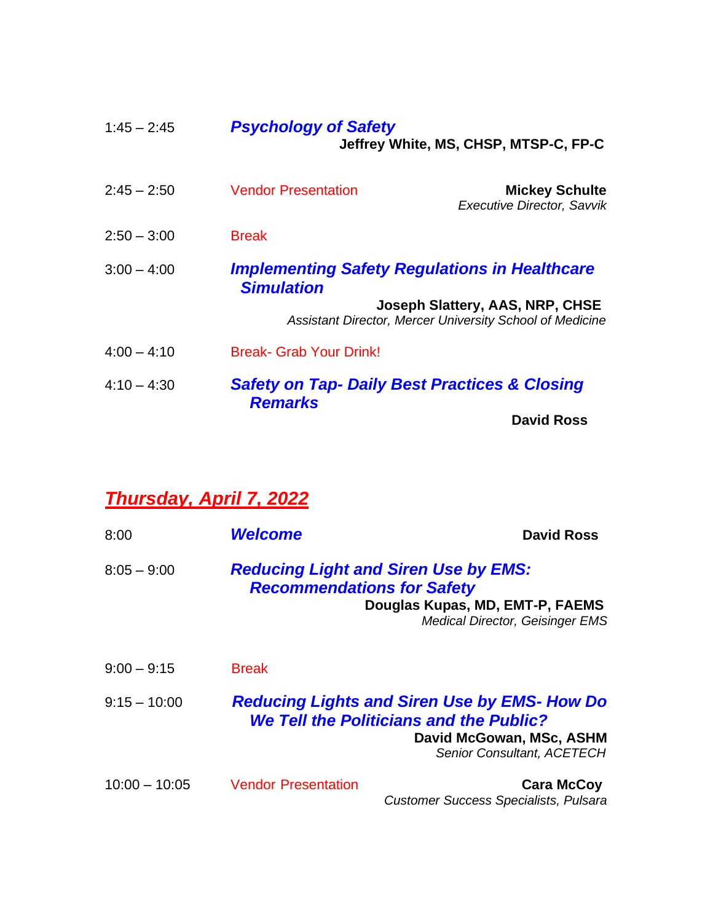1:45 – 2:45 ***Psychology of Safety***
**Jeffrey White, MS, CHSP, MTSP-C, FP-C**

2:45 – 2:50 Vendor Presentation
**Mickey Schulte**
*Executive Director, Savvik*

2:50 – 3:00 Break

3:00 – 4:00 ***Implementing Safety Regulations in Healthcare Simulation***
**Joseph Slattery, AAS, NRP, CHSE**
*Assistant Director, Mercer University School of Medicine*

4:00 – 4:10 Break- Grab Your Drink!

4:10 – 4:30 ***Safety on Tap- Daily Best Practices & Closing Remarks***
**David Ross**

## ***Thursday, April 7, 2022***

8:00 ***Welcome***
**David Ross**

8:05 – 9:00 ***Reducing Light and Siren Use by EMS: Recommendations for Safety***
**Douglas Kupas, MD, EMT-P, FAEMS**
*Medical Director, Geisinger EMS*

9:00 – 9:15 Break

9:15 – 10:00 ***Reducing Lights and Siren Use by EMS- How Do We Tell the Politicians and the Public?***
**David McGowan, MSc, ASHM**
*Senior Consultant, ACETECH*

10:00 – 10:05 Vendor Presentation
**Cara McCoy**
*Customer Success Specialists, Pulsara*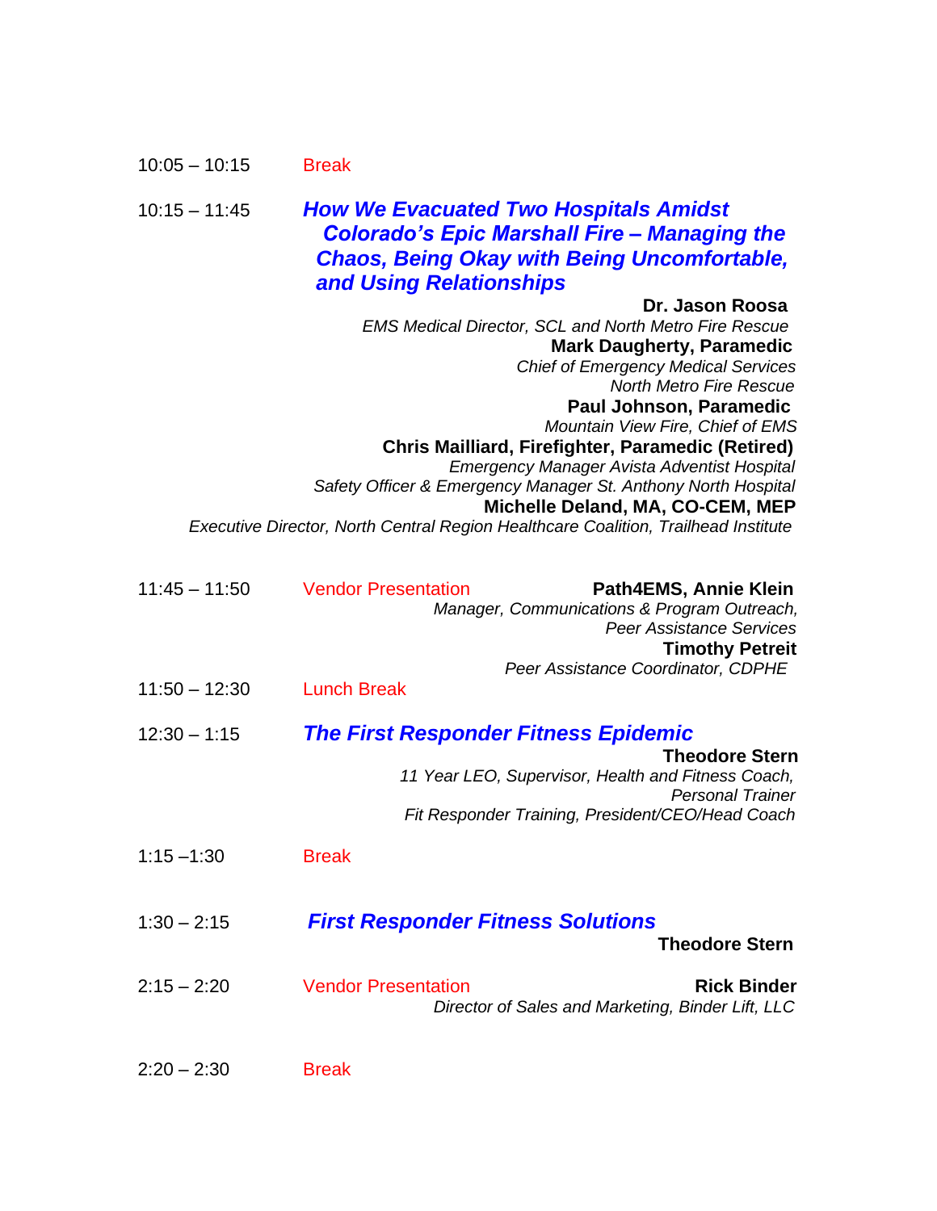10:05 – 10:15 Break

10:15 – 11:45 ***How We Evacuated Two Hospitals Amidst Colorado's Epic Marshall Fire – Managing the Chaos, Being Okay with Being Uncomfortable, and Using Relationships***

**Dr. Jason Roosa**
*EMS Medical Director, SCL and North Metro Fire Rescue*
**Mark Daugherty, Paramedic**
*Chief of Emergency Medical Services*
*North Metro Fire Rescue*
**Paul Johnson, Paramedic**
*Mountain View Fire, Chief of EMS*
**Chris Mailliard, Firefighter, Paramedic (Retired)**
*Emergency Manager Avista Adventist Hospital*
*Safety Officer & Emergency Manager St. Anthony North Hospital*
**Michelle Deland, MA, CO-CEM, MEP**
*Executive Director, North Central Region Healthcare Coalition, Trailhead Institute*

11:45 – 11:50 Vendor Presentation

**Path4EMS, Annie Klein**
*Manager, Communications & Program Outreach,*
*Peer Assistance Services*
**Timothy Petreit**
*Peer Assistance Coordinator, CDPHE*

11:50 – 12:30 Lunch Break

12:30 – 1:15 ***The First Responder Fitness Epidemic***

**Theodore Stern**
*11 Year LEO, Supervisor, Health and Fitness Coach,*
*Personal Trainer*
*Fit Responder Training, President/CEO/Head Coach*

1:15 –1:30 Break

1:30 – 2:15 ***First Responder Fitness Solutions***

**Theodore Stern**

2:15 – 2:20 Vendor Presentation

**Rick Binder**
*Director of Sales and Marketing, Binder Lift, LLC*

2:20 – 2:30 Break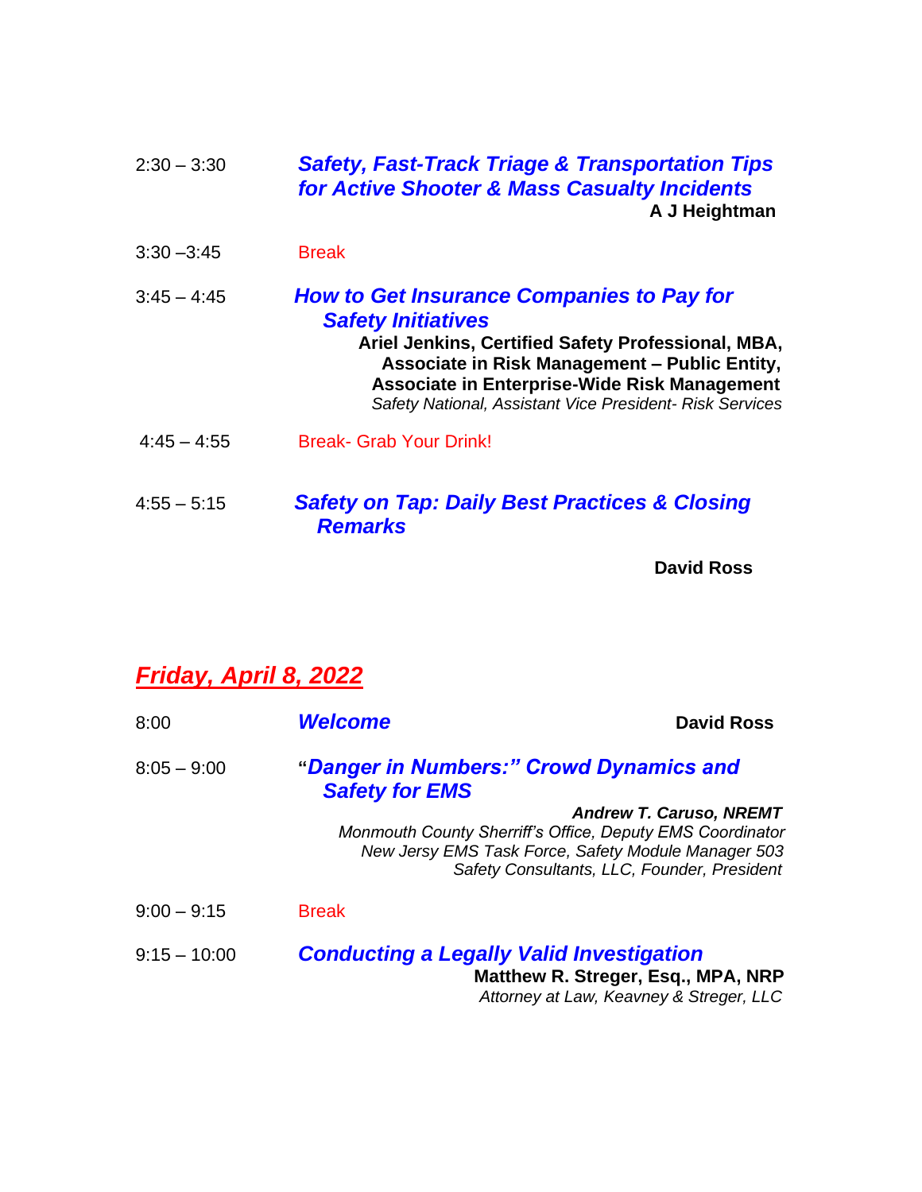2:30 – 3:30 ***Safety, Fast-Track Triage & Transportation Tips for Active Shooter & Mass Casualty Incidents***
**A J Heightman**

3:30 –3:45 Break

3:45 – 4:45 ***How to Get Insurance Companies to Pay for Safety Initiatives***
**Ariel Jenkins, Certified Safety Professional, MBA, Associate in Risk Management – Public Entity, Associate in Enterprise-Wide Risk Management**
*Safety National, Assistant Vice President- Risk Services*

4:45 – 4:55 Break- Grab Your Drink!

4:55 – 5:15 ***Safety on Tap: Daily Best Practices & Closing Remarks***
**David Ross**

## *Friday, April 8, 2022*

8:00 ***Welcome*** **David Ross**

8:05 – 9:00 **"*Danger in Numbers:" Crowd Dynamics and Safety for EMS***
***Andrew T. Caruso, NREMT***
*Monmouth County Sherriff's Office, Deputy EMS Coordinator*
*New Jersey EMS Task Force, Safety Module Manager 503*
*Safety Consultants, LLC, Founder, President*

9:00 – 9:15 Break

9:15 – 10:00 ***Conducting a Legally Valid Investigation***
**Matthew R. Streger, Esq., MPA, NRP**
*Attorney at Law, Keavney & Streger, LLC*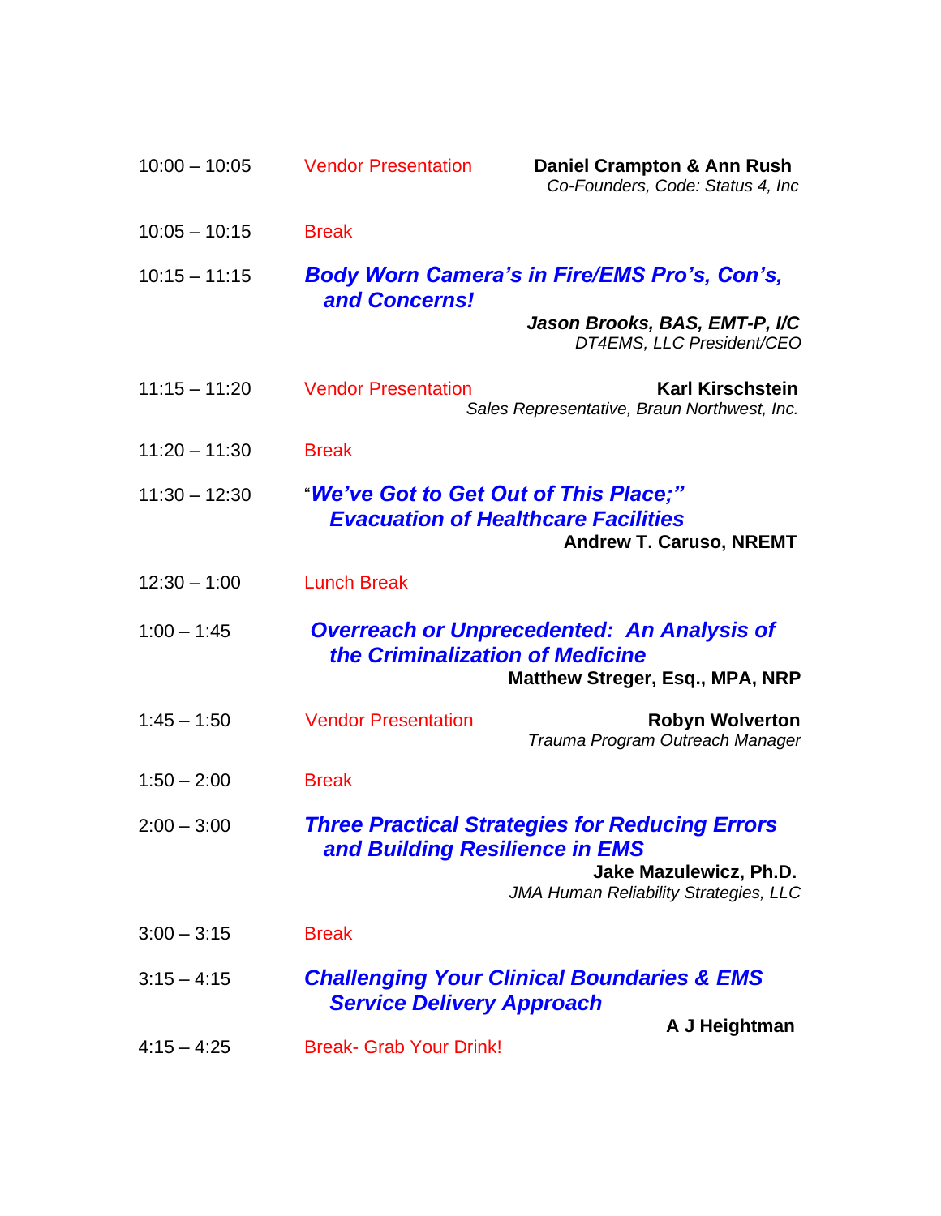10:00 – 10:05 Vendor Presentation **Daniel Crampton & Ann Rush**
*Co-Founders, Code: Status 4, Inc*

10:05 – 10:15 Break

10:15 – 11:15 ***Body Worn Camera's in Fire/EMS Pro's, Con's, and Concerns!***
***Jason Brooks, BAS, EMT-P, I/C***
*DT4EMS, LLC President/CEO*

11:15 – 11:20 Vendor Presentation **Karl Kirschstein**
*Sales Representative, Braun Northwest, Inc.*

11:20 – 11:30 Break

11:30 – 12:30 "***We've Got to Get Out of This Place;" Evacuation of Healthcare Facilities***
**Andrew T. Caruso, NREMT**

12:30 – 1:00 Lunch Break

1:00 – 1:45 ***Overreach or Unprecedented: An Analysis of the Criminalization of Medicine***
**Matthew Streger, Esq., MPA, NRP**

1:45 – 1:50 Vendor Presentation **Robyn Wolverton**
*Trauma Program Outreach Manager*

1:50 – 2:00 Break

2:00 – 3:00 ***Three Practical Strategies for Reducing Errors and Building Resilience in EMS***
**Jake Mazulewicz, Ph.D.**
*JMA Human Reliability Strategies, LLC*

3:00 – 3:15 Break

3:15 – 4:15 ***Challenging Your Clinical Boundaries & EMS Service Delivery Approach***
**A J Heightman**

4:15 – 4:25 Break- Grab Your Drink!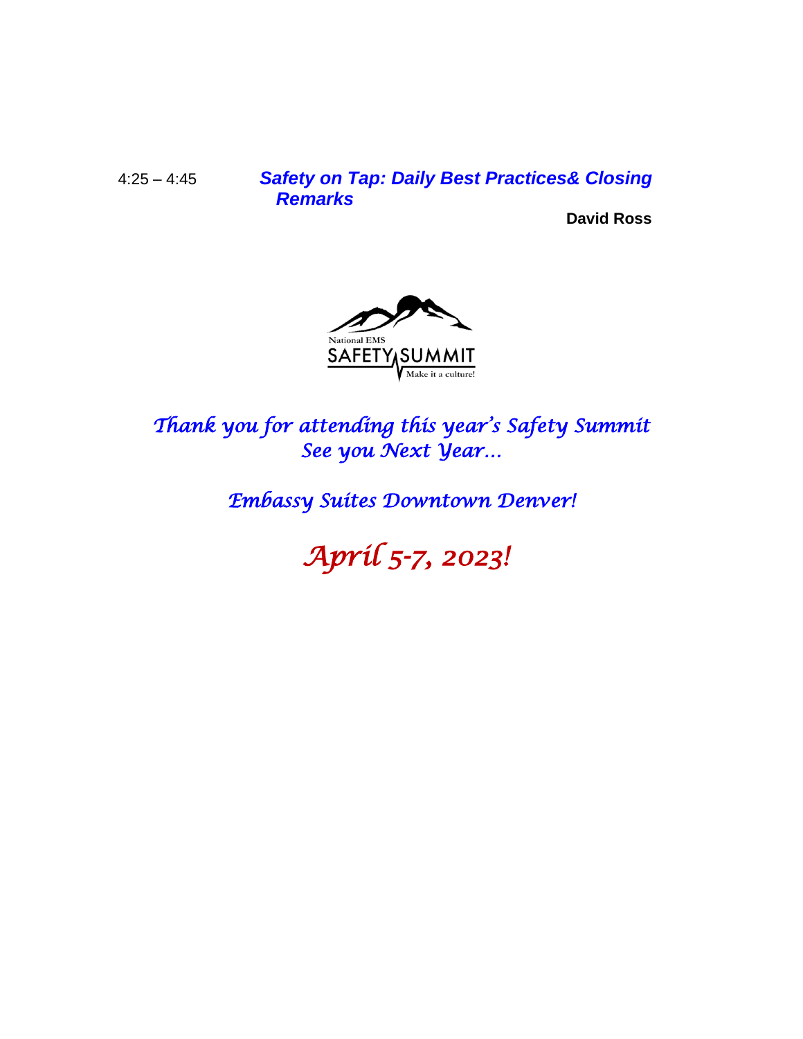4:25 – 4:45 ***Safety on Tap: Daily Best Practices& Closing Remarks***

**David Ross**

National EMS
SAFETY SUMMIT
Make it a culture!

*Thank you for attending this year's Safety Summit*
*See you Next Year…*

*Embassy Suites Downtown Denver!*

*April 5-7, 2023!*